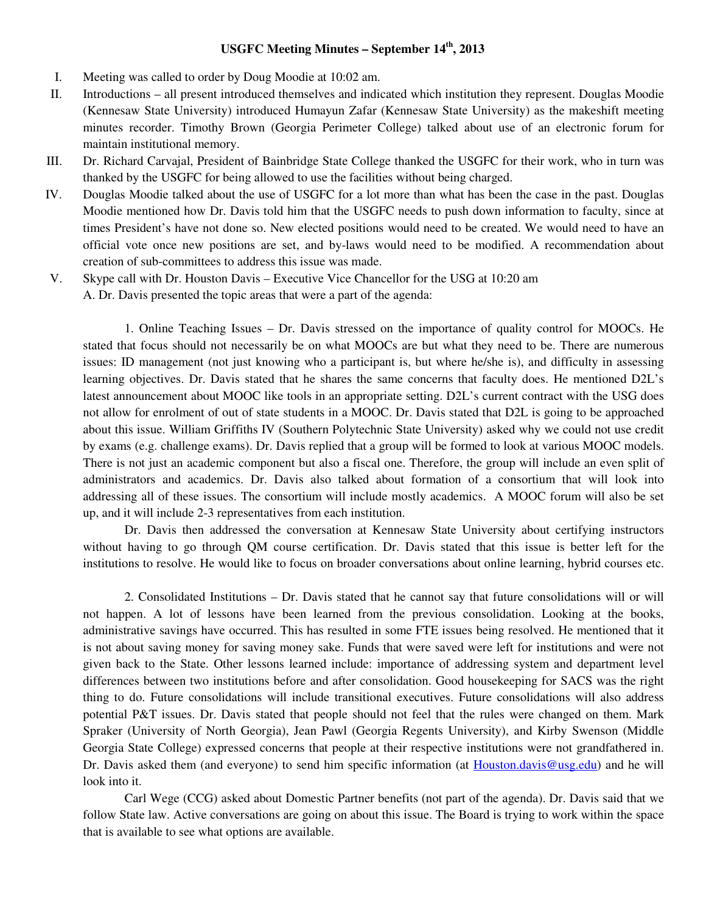# USGFC Meeting Minutes – September 14th, 2013

I. Meeting was called to order by Doug Moodie at 10:02 am.

II. Introductions – all present introduced themselves and indicated which institution they represent. Douglas Moodie (Kennesaw State University) introduced Humayun Zafar (Kennesaw State University) as the makeshift meeting minutes recorder. Timothy Brown (Georgia Perimeter College) talked about use of an electronic forum for maintain institutional memory.

III. Dr. Richard Carvajal, President of Bainbridge State College thanked the USGFC for their work, who in turn was thanked by the USGFC for being allowed to use the facilities without being charged.

IV. Douglas Moodie talked about the use of USGFC for a lot more than what has been the case in the past. Douglas Moodie mentioned how Dr. Davis told him that the USGFC needs to push down information to faculty, since at times President's have not done so. New elected positions would need to be created. We would need to have an official vote once new positions are set, and by-laws would need to be modified. A recommendation about creation of sub-committees to address this issue was made.

V. Skype call with Dr. Houston Davis – Executive Vice Chancellor for the USG at 10:20 am

A. Dr. Davis presented the topic areas that were a part of the agenda:

1. Online Teaching Issues – Dr. Davis stressed on the importance of quality control for MOOCs. He stated that focus should not necessarily be on what MOOCs are but what they need to be. There are numerous issues: ID management (not just knowing who a participant is, but where he/she is), and difficulty in assessing learning objectives. Dr. Davis stated that he shares the same concerns that faculty does. He mentioned D2L's latest announcement about MOOC like tools in an appropriate setting. D2L's current contract with the USG does not allow for enrolment of out of state students in a MOOC. Dr. Davis stated that D2L is going to be approached about this issue. William Griffiths IV (Southern Polytechnic State University) asked why we could not use credit by exams (e.g. challenge exams). Dr. Davis replied that a group will be formed to look at various MOOC models. There is not just an academic component but also a fiscal one. Therefore, the group will include an even split of administrators and academics. Dr. Davis also talked about formation of a consortium that will look into addressing all of these issues. The consortium will include mostly academics. A MOOC forum will also be set up, and it will include 2-3 representatives from each institution.

Dr. Davis then addressed the conversation at Kennesaw State University about certifying instructors without having to go through QM course certification. Dr. Davis stated that this issue is better left for the institutions to resolve. He would like to focus on broader conversations about online learning, hybrid courses etc.

2. Consolidated Institutions – Dr. Davis stated that he cannot say that future consolidations will or will not happen. A lot of lessons have been learned from the previous consolidation. Looking at the books, administrative savings have occurred. This has resulted in some FTE issues being resolved. He mentioned that it is not about saving money for saving money sake. Funds that were saved were left for institutions and were not given back to the State. Other lessons learned include: importance of addressing system and department level differences between two institutions before and after consolidation. Good housekeeping for SACS was the right thing to do. Future consolidations will include transitional executives. Future consolidations will also address potential P&T issues. Dr. Davis stated that people should not feel that the rules were changed on them. Mark Spraker (University of North Georgia), Jean Pawl (Georgia Regents University), and Kirby Swenson (Middle Georgia State College) expressed concerns that people at their respective institutions were not grandfathered in. Dr. Davis asked them (and everyone) to send him specific information (at Houston.davis@usg.edu) and he will look into it.

Carl Wege (CCG) asked about Domestic Partner benefits (not part of the agenda). Dr. Davis said that we follow State law. Active conversations are going on about this issue. The Board is trying to work within the space that is available to see what options are available.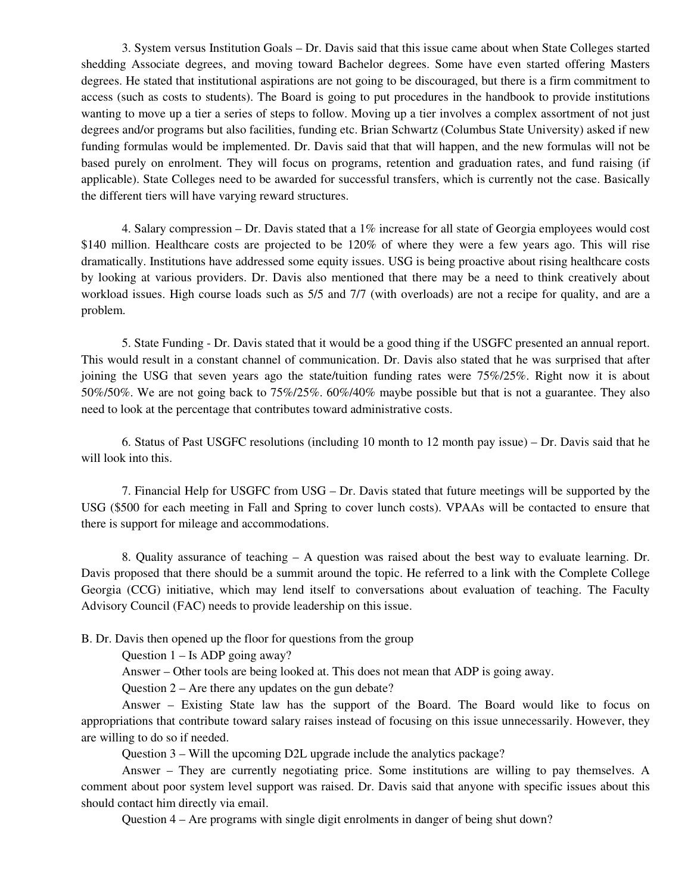3. System versus Institution Goals – Dr. Davis said that this issue came about when State Colleges started shedding Associate degrees, and moving toward Bachelor degrees. Some have even started offering Masters degrees. He stated that institutional aspirations are not going to be discouraged, but there is a firm commitment to access (such as costs to students). The Board is going to put procedures in the handbook to provide institutions wanting to move up a tier a series of steps to follow. Moving up a tier involves a complex assortment of not just degrees and/or programs but also facilities, funding etc. Brian Schwartz (Columbus State University) asked if new funding formulas would be implemented. Dr. Davis said that that will happen, and the new formulas will not be based purely on enrolment. They will focus on programs, retention and graduation rates, and fund raising (if applicable). State Colleges need to be awarded for successful transfers, which is currently not the case. Basically the different tiers will have varying reward structures.

4. Salary compression – Dr. Davis stated that a 1% increase for all state of Georgia employees would cost $140 million. Healthcare costs are projected to be 120% of where they were a few years ago. This will rise dramatically. Institutions have addressed some equity issues. USG is being proactive about rising healthcare costs by looking at various providers. Dr. Davis also mentioned that there may be a need to think creatively about workload issues. High course loads such as 5/5 and 7/7 (with overloads) are not a recipe for quality, and are a problem.

5. State Funding - Dr. Davis stated that it would be a good thing if the USGFC presented an annual report. This would result in a constant channel of communication. Dr. Davis also stated that he was surprised that after joining the USG that seven years ago the state/tuition funding rates were 75%/25%. Right now it is about 50%/50%. We are not going back to 75%/25%. 60%/40% maybe possible but that is not a guarantee. They also need to look at the percentage that contributes toward administrative costs.

6. Status of Past USGFC resolutions (including 10 month to 12 month pay issue) – Dr. Davis said that he will look into this.

7. Financial Help for USGFC from USG – Dr. Davis stated that future meetings will be supported by the USG ($500 for each meeting in Fall and Spring to cover lunch costs). VPAAs will be contacted to ensure that there is support for mileage and accommodations.

8. Quality assurance of teaching – A question was raised about the best way to evaluate learning. Dr. Davis proposed that there should be a summit around the topic. He referred to a link with the Complete College Georgia (CCG) initiative, which may lend itself to conversations about evaluation of teaching. The Faculty Advisory Council (FAC) needs to provide leadership on this issue.

B. Dr. Davis then opened up the floor for questions from the group

Question 1 – Is ADP going away?

Answer – Other tools are being looked at. This does not mean that ADP is going away.

Question 2 – Are there any updates on the gun debate?

Answer – Existing State law has the support of the Board. The Board would like to focus on appropriations that contribute toward salary raises instead of focusing on this issue unnecessarily. However, they are willing to do so if needed.

Question 3 – Will the upcoming D2L upgrade include the analytics package?

Answer – They are currently negotiating price. Some institutions are willing to pay themselves. A comment about poor system level support was raised. Dr. Davis said that anyone with specific issues about this should contact him directly via email.

Question 4 – Are programs with single digit enrolments in danger of being shut down?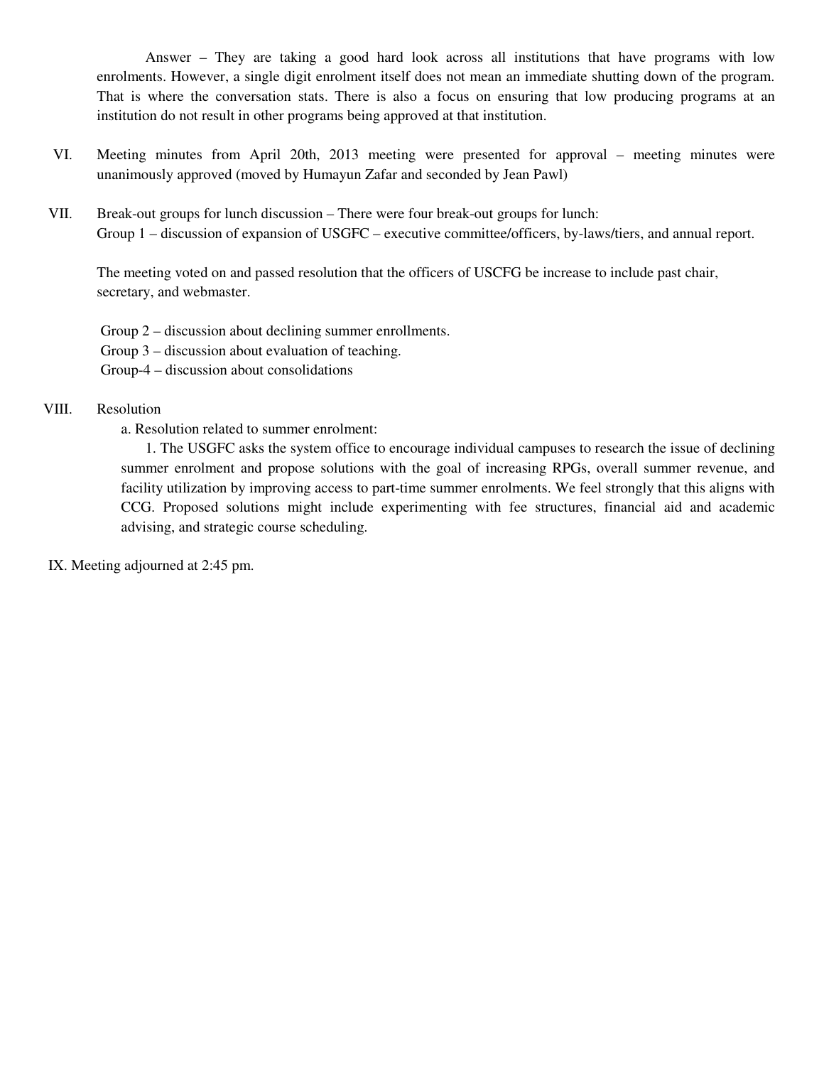Answer – They are taking a good hard look across all institutions that have programs with low enrolments. However, a single digit enrolment itself does not mean an immediate shutting down of the program. That is where the conversation stats. There is also a focus on ensuring that low producing programs at an institution do not result in other programs being approved at that institution.

VI. Meeting minutes from April 20th, 2013 meeting were presented for approval – meeting minutes were unanimously approved (moved by Humayun Zafar and seconded by Jean Pawl)

VII. Break-out groups for lunch discussion – There were four break-out groups for lunch:
Group 1 – discussion of expansion of USGFC – executive committee/officers, by-laws/tiers, and annual report.

The meeting voted on and passed resolution that the officers of USCFG be increase to include past chair, secretary, and webmaster.

Group 2 – discussion about declining summer enrollments.
Group 3 – discussion about evaluation of teaching.
Group-4 – discussion about consolidations

VIII. Resolution

a. Resolution related to summer enrolment:

1. The USGFC asks the system office to encourage individual campuses to research the issue of declining summer enrolment and propose solutions with the goal of increasing RPGs, overall summer revenue, and facility utilization by improving access to part-time summer enrolments. We feel strongly that this aligns with CCG. Proposed solutions might include experimenting with fee structures, financial aid and academic advising, and strategic course scheduling.

IX. Meeting adjourned at 2:45 pm.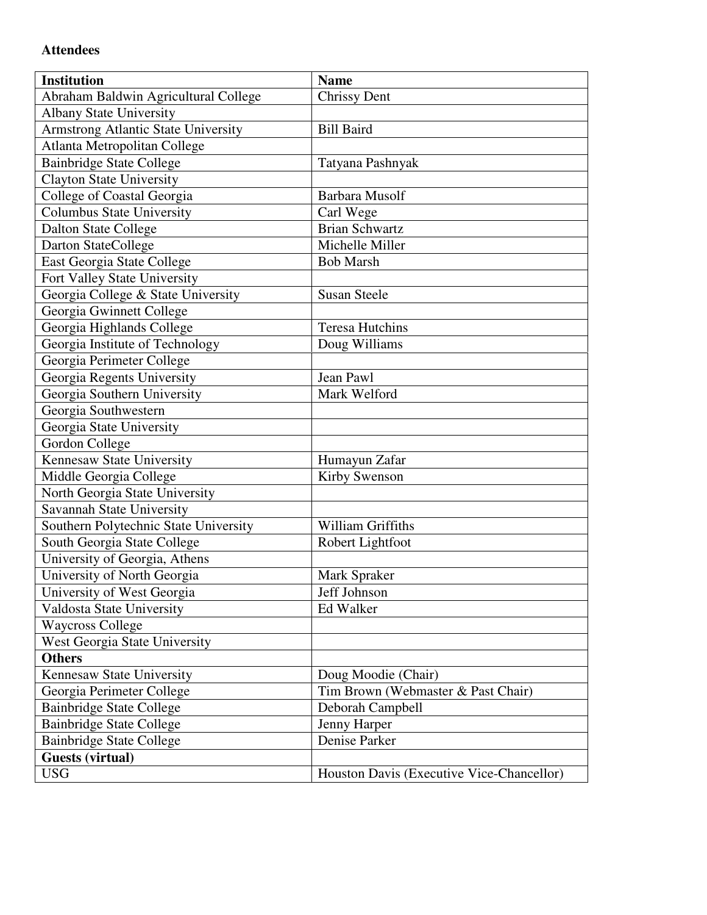**Attendees**

| **Institution** | **Name** |
|---|---|
| Abraham Baldwin Agricultural College | Chrissy Dent |
| Albany State University | |
| Armstrong Atlantic State University | Bill Baird |
| Atlanta Metropolitan College | |
| Bainbridge State College | Tatyana Pashnyak |
| Clayton State University | |
| College of Coastal Georgia | Barbara Musolf |
| Columbus State University | Carl Wege |
| Dalton State College | Brian Schwartz |
| Darton StateCollege | Michelle Miller |
| East Georgia State College | Bob Marsh |
| Fort Valley State University | |
| Georgia College & State University | Susan Steele |
| Georgia Gwinnett College | |
| Georgia Highlands College | Teresa Hutchins |
| Georgia Institute of Technology | Doug Williams |
| Georgia Perimeter College | |
| Georgia Regents University | Jean Pawl |
| Georgia Southern University | Mark Welford |
| Georgia Southwestern | |
| Georgia State University | |
| Gordon College | |
| Kennesaw State University | Humayun Zafar |
| Middle Georgia College | Kirby Swenson |
| North Georgia State University | |
| Savannah State University | |
| Southern Polytechnic State University | William Griffiths |
| South Georgia State College | Robert Lightfoot |
| University of Georgia, Athens | |
| University of North Georgia | Mark Spraker |
| University of West Georgia | Jeff Johnson |
| Valdosta State University | Ed Walker |
| Waycross College | |
| West Georgia State University | |
| **Others** | |
| Kennesaw State University | Doug Moodie (Chair) |
| Georgia Perimeter College | Tim Brown (Webmaster & Past Chair) |
| Bainbridge State College | Deborah Campbell |
| Bainbridge State College | Jenny Harper |
| Bainbridge State College | Denise Parker |
| **Guests (virtual)** | |
| USG | Houston Davis (Executive Vice-Chancellor) |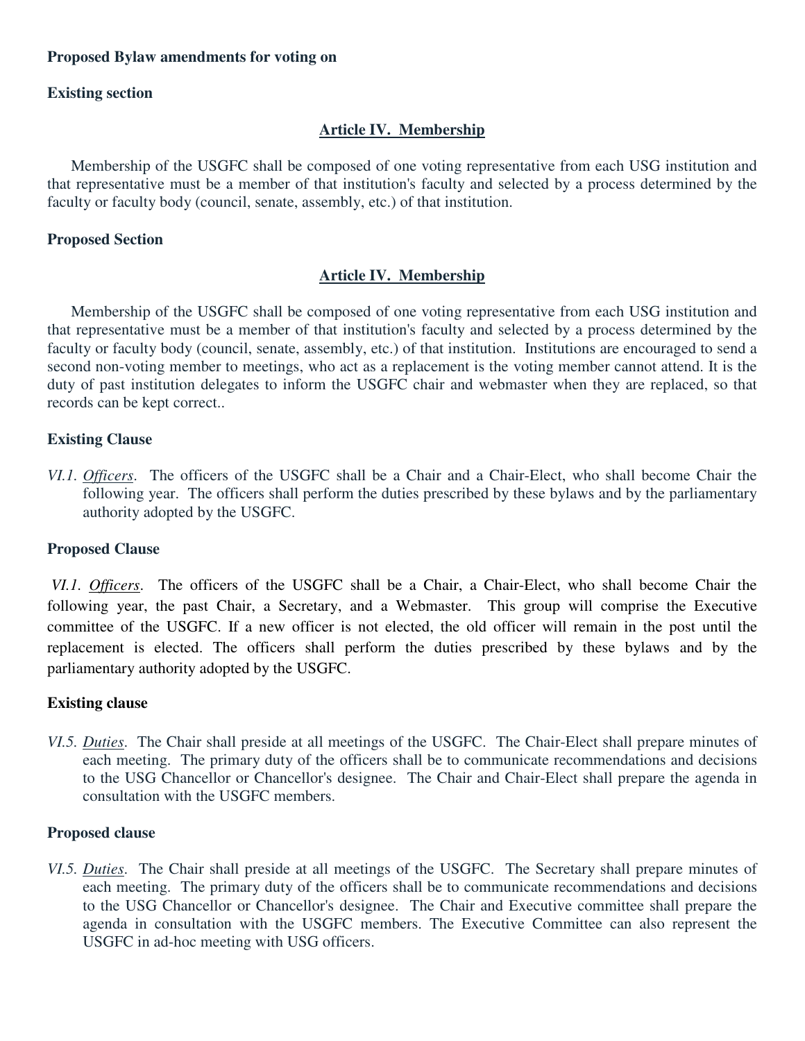**Proposed Bylaw amendments for voting on**

**Existing section**

## <u>Article IV. Membership</u>

Membership of the USGFC shall be composed of one voting representative from each USG institution and that representative must be a member of that institution's faculty and selected by a process determined by the faculty or faculty body (council, senate, assembly, etc.) of that institution.

**Proposed Section**

## <u>Article IV. Membership</u>

Membership of the USGFC shall be composed of one voting representative from each USG institution and that representative must be a member of that institution's faculty and selected by a process determined by the faculty or faculty body (council, senate, assembly, etc.) of that institution. Institutions are encouraged to send a second non-voting member to meetings, who act as a replacement is the voting member cannot attend. It is the duty of past institution delegates to inform the USGFC chair and webmaster when they are replaced, so that records can be kept correct..

**Existing Clause**

*VI.1*. *<u>Officers</u>*. The officers of the USGFC shall be a Chair and a Chair-Elect, who shall become Chair the following year. The officers shall perform the duties prescribed by these bylaws and by the parliamentary authority adopted by the USGFC.

**Proposed Clause**

*VI.1*. *<u>Officers</u>*. The officers of the USGFC shall be a Chair, a Chair-Elect, who shall become Chair the following year, the past Chair, a Secretary, and a Webmaster. This group will comprise the Executive committee of the USGFC. If a new officer is not elected, the old officer will remain in the post until the replacement is elected. The officers shall perform the duties prescribed by these bylaws and by the parliamentary authority adopted by the USGFC.

**Existing clause**

*VI.5*. *<u>Duties</u>*. The Chair shall preside at all meetings of the USGFC. The Chair-Elect shall prepare minutes of each meeting. The primary duty of the officers shall be to communicate recommendations and decisions to the USG Chancellor or Chancellor's designee. The Chair and Chair-Elect shall prepare the agenda in consultation with the USGFC members.

**Proposed clause**

*VI.5*. *<u>Duties</u>*. The Chair shall preside at all meetings of the USGFC. The Secretary shall prepare minutes of each meeting. The primary duty of the officers shall be to communicate recommendations and decisions to the USG Chancellor or Chancellor's designee. The Chair and Executive committee shall prepare the agenda in consultation with the USGFC members. The Executive Committee can also represent the USGFC in ad-hoc meeting with USG officers.